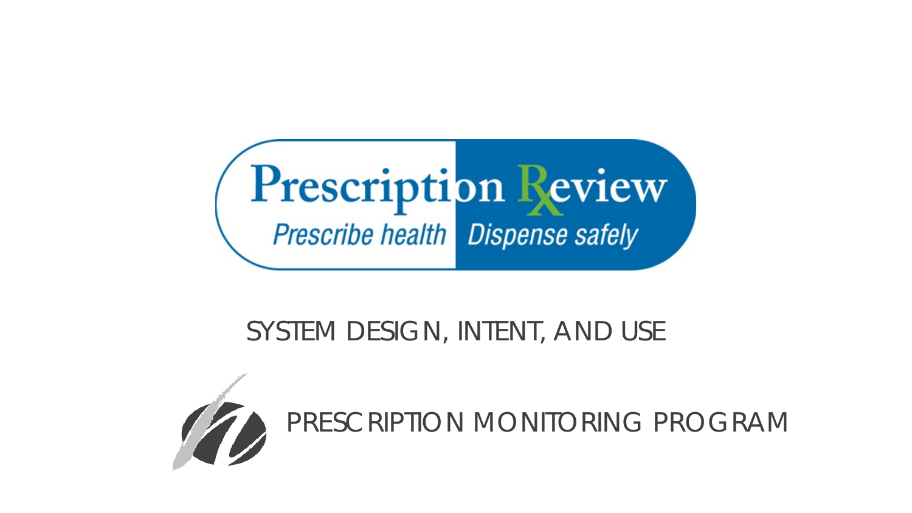# Prescription Review

*Prescribe health | Dispense safely*

## SYSTEM DESIGN, INTENT, AND USE

PRESCRIPTION MONITORING PROGRAM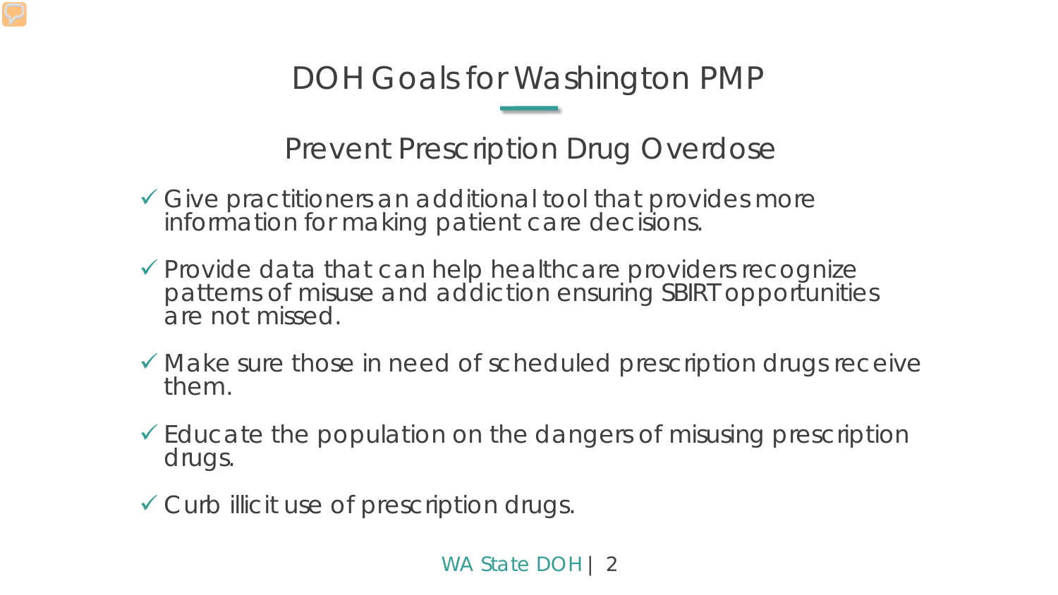# DOH Goals for Washington PMP

## Prevent Prescription Drug Overdose

- ✓ Give practitioners an additional tool that provides more information for making patient care decisions.
- ✓ Provide data that can help healthcare providers recognize patterns of misuse and addiction ensuring SBIRT opportunities are not missed.
- ✓ Make sure those in need of scheduled prescription drugs receive them.
- ✓ Educate the population on the dangers of misusing prescription drugs.
- ✓ Curb illicit use of prescription drugs.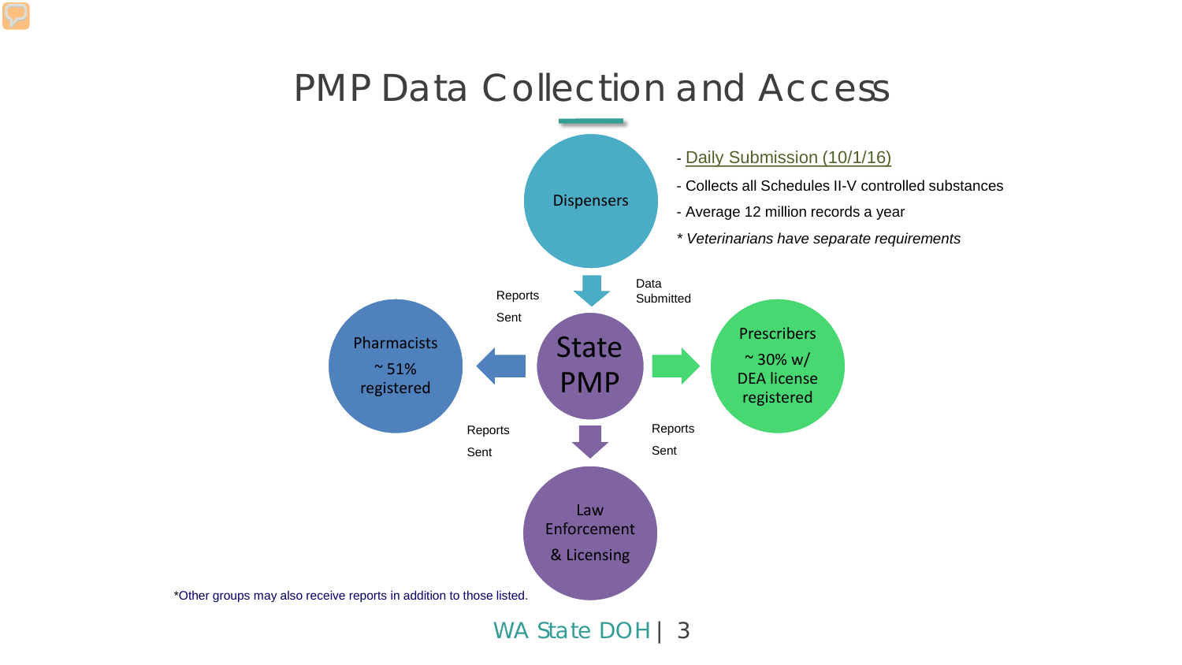# PMP Data Collection and Access

- Daily Submission (10/1/16)
- Collects all Schedules II-V controlled substances
- Average 12 million records a year

*\* Veterinarians have separate requirements*

Dispensers

Data Submitted

State PMP

Reports Sent

Pharmacists ~ 51% registered

Reports Sent

Prescribers ~ 30% w/ DEA license registered

Reports Sent

Reports Sent

Law Enforcement & Licensing

*Other groups may also receive reports in addition to those listed.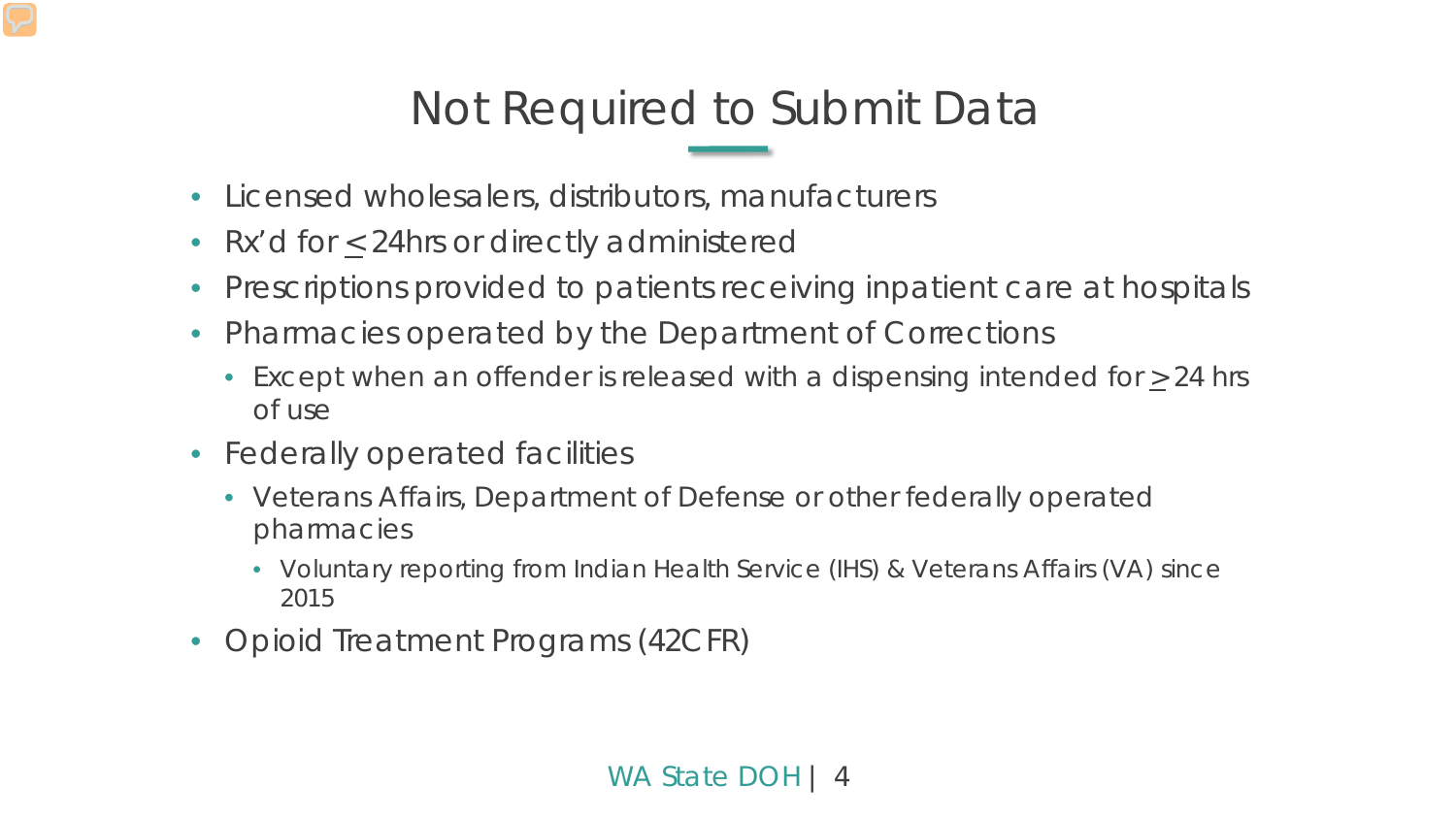# Not Required to Submit Data

- Licensed wholesalers, distributors, manufacturers
- Rx'd for $\leq$ 24hrs or directly administered
- Prescriptions provided to patients receiving inpatient care at hospitals
- Pharmacies operated by the Department of Corrections
  - Except when an offender is released with a dispensing intended for $\geq$ 24 hrs of use
- Federally operated facilities
  - Veterans Affairs, Department of Defense or other federally operated pharmacies
    - Voluntary reporting from Indian Health Service (IHS) & Veterans Affairs (VA) since 2015
- Opioid Treatment Programs (42CFR)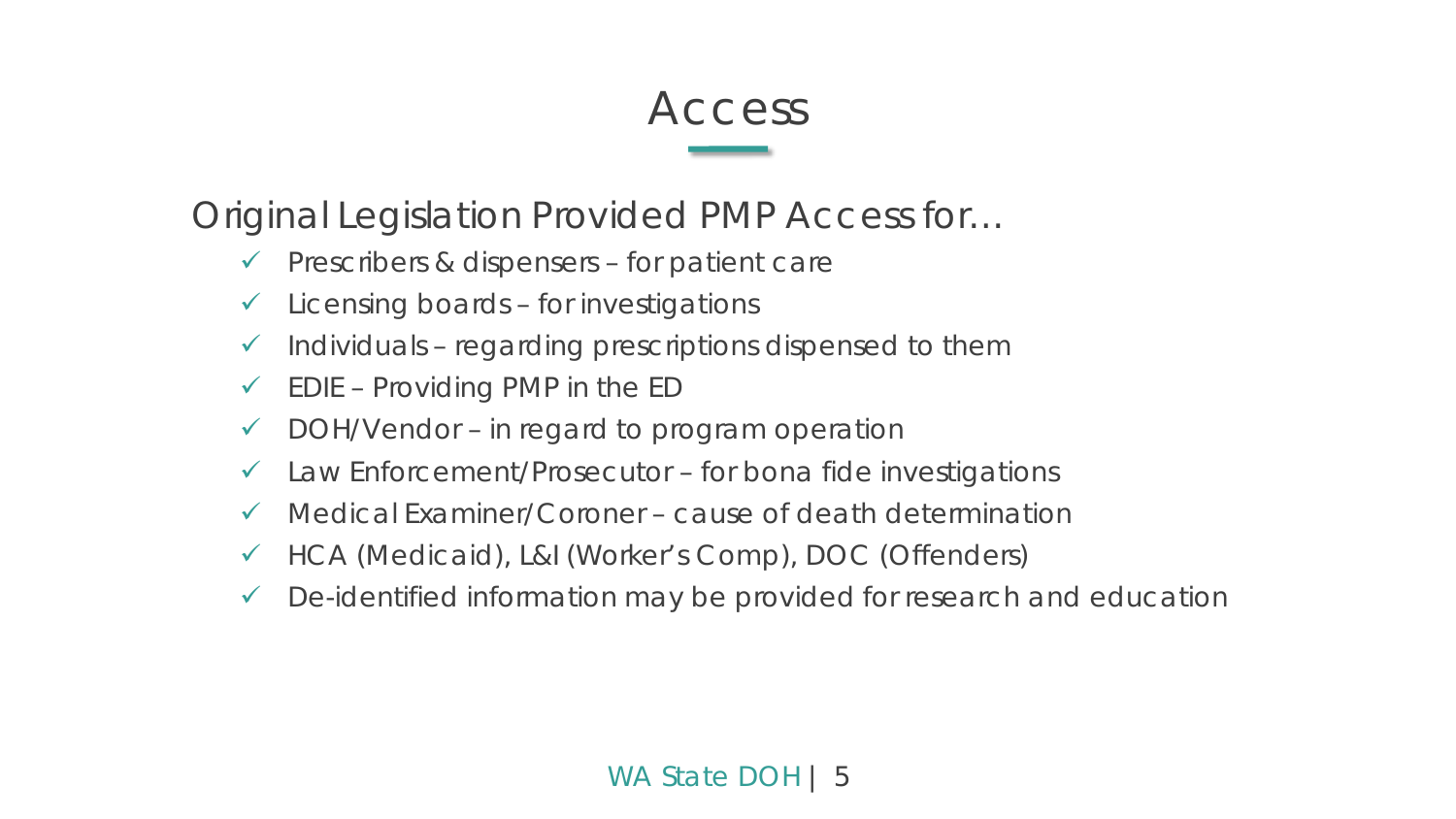# Access

## Original Legislation Provided PMP Access for…

- ✓ Prescribers & dispensers – for patient care
- ✓ Licensing boards – for investigations
- ✓ Individuals – regarding prescriptions dispensed to them
- ✓ EDIE – Providing PMP in the ED
- ✓ DOH/Vendor – in regard to program operation
- ✓ Law Enforcement/Prosecutor – for bona fide investigations
- ✓ Medical Examiner/Coroner – cause of death determination
- ✓ HCA (Medicaid), L&I (Worker's Comp), DOC (Offenders)
- ✓ De-identified information may be provided for research and education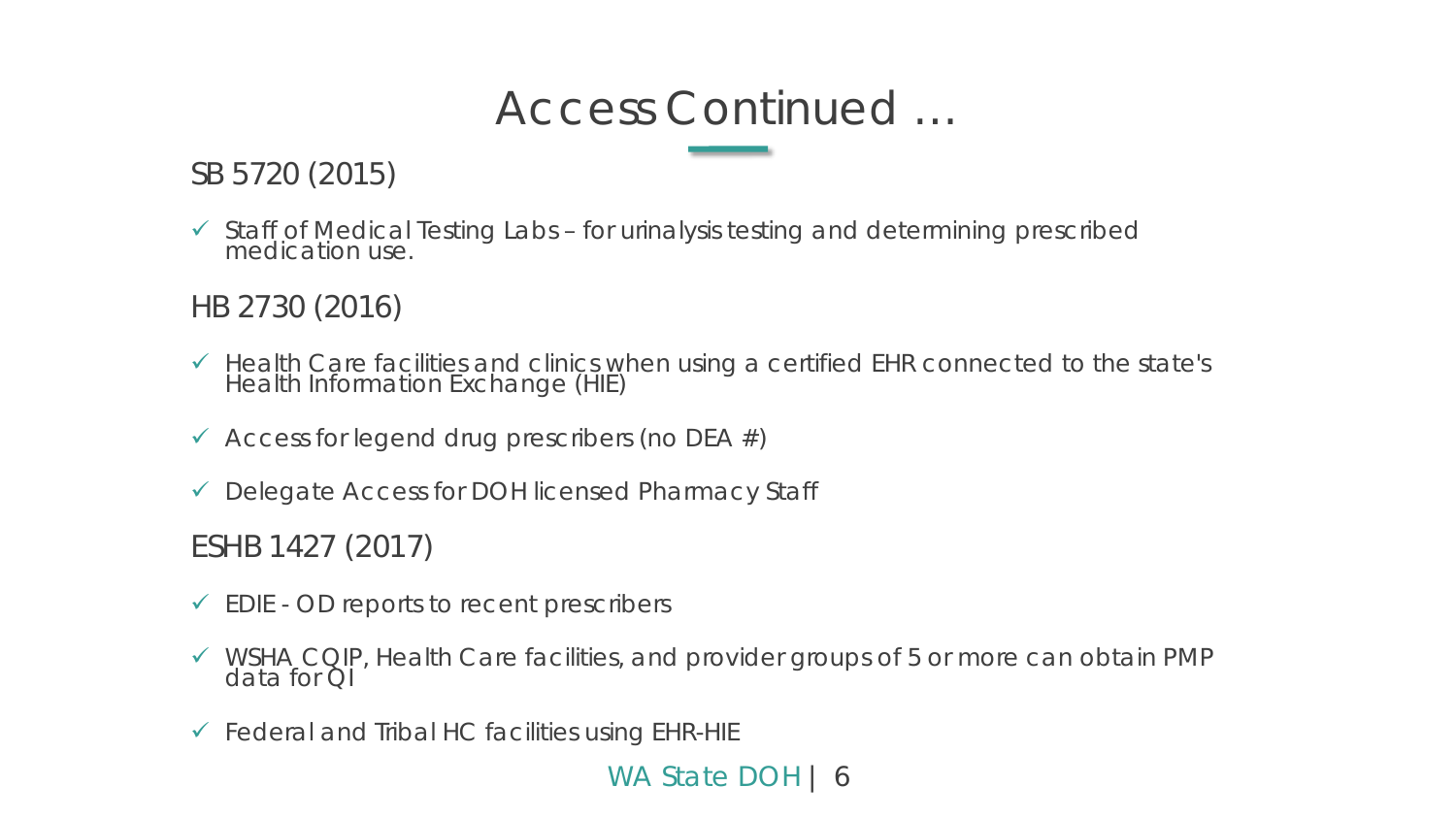# Access Continued …

## SB 5720 (2015)

- ✓ Staff of Medical Testing Labs – for urinalysis testing and determining prescribed medication use.

## HB 2730 (2016)

- ✓ Health Care facilities and clinics when using a certified EHR connected to the state's Health Information Exchange (HIE)
- ✓ Access for legend drug prescribers (no DEA #)
- ✓ Delegate Access for DOH licensed Pharmacy Staff

## ESHB 1427 (2017)

- ✓ EDIE - OD reports to recent prescribers
- ✓ WSHA CQIP, Health Care facilities, and provider groups of 5 or more can obtain PMP data for QI
- ✓ Federal and Tribal HC facilities using EHR-HIE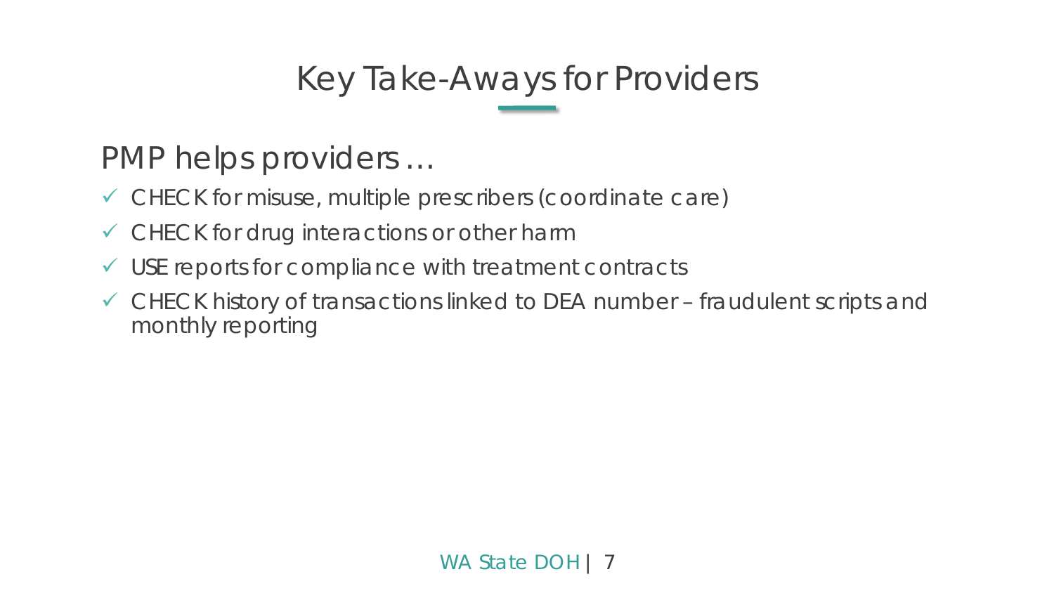# Key Take-Aways for Providers

PMP helps providers …

- ✓ CHECK for misuse, multiple prescribers (coordinate care)
- ✓ CHECK for drug interactions or other harm
- ✓ USE reports for compliance with treatment contracts
- ✓ CHECK history of transactions linked to DEA number – fraudulent scripts and monthly reporting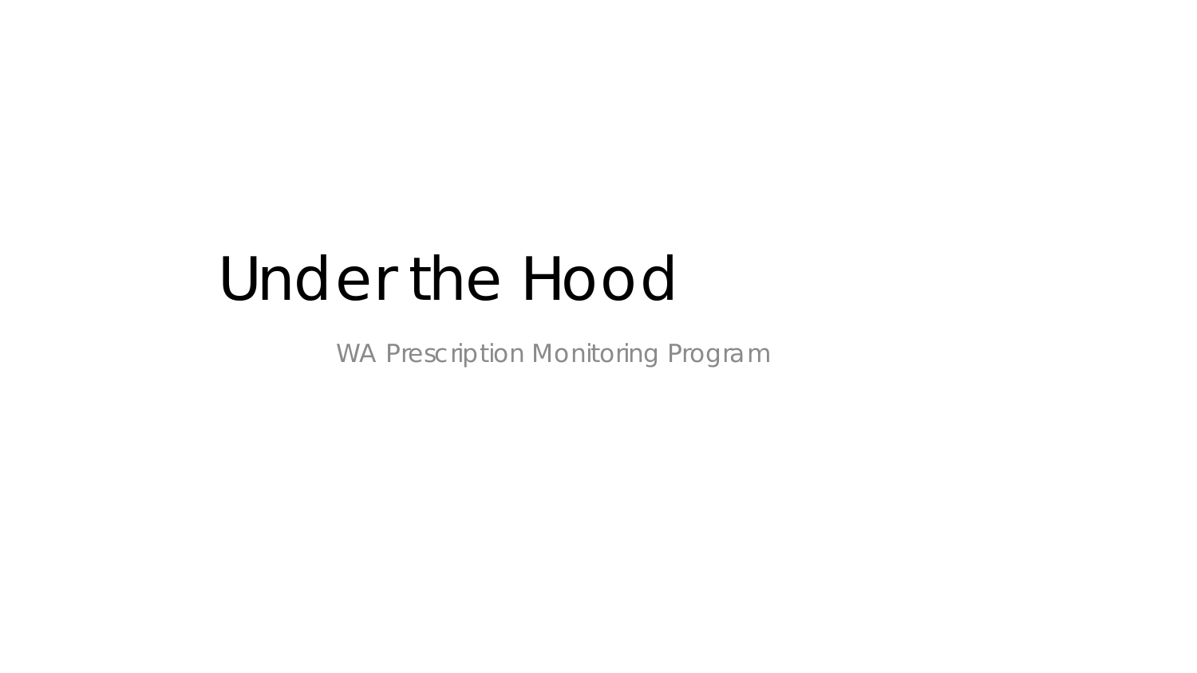# Under the Hood

WA Prescription Monitoring Program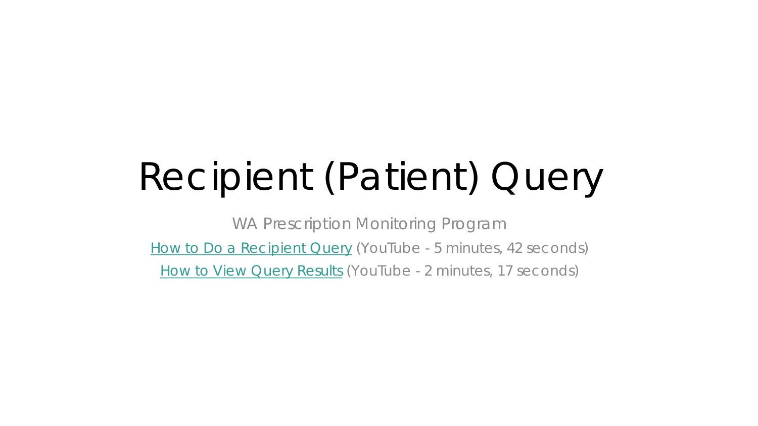# Recipient (Patient) Query

WA Prescription Monitoring Program

How to Do a Recipient Query (YouTube - 5 minutes, 42 seconds)

How to View Query Results (YouTube - 2 minutes, 17 seconds)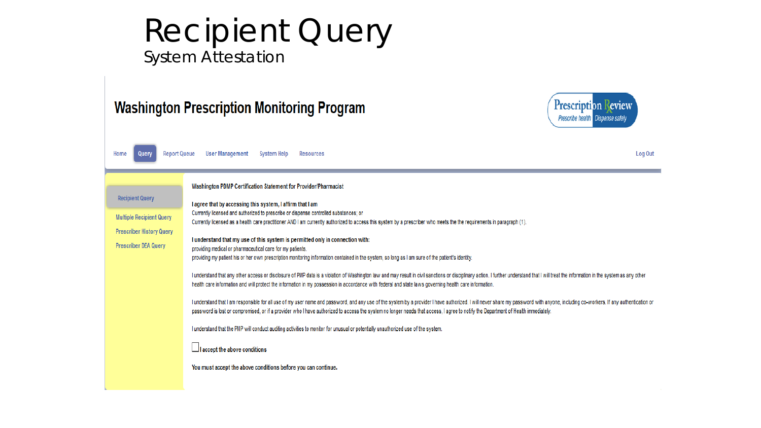# Recipient Query

## System Attestation

**Washington Prescription Monitoring Program**

Prescription Review
Prescribe health Dispense safely

Home | Query | Report Queue | User Management | System Help | Resources | Log Out

- Recipient Query
- Multiple Recipient Query
- Prescriber History Query
- Prescriber DEA Query

**Washington PDMP Certification Statement for Provider/Pharmacist**

**I agree that by accessing this system, I affirm that I am**

Currently licensed and authorized to prescribe or dispense controlled substances; or

Currently licensed as a health care practitioner AND I am currently authorized to access this system by a prescriber who meets the the requirements in paragraph (1).

**I understand that my use of this system is permitted only in connection with:**

providing medical or pharmaceutical care for my patients.

providing my patient his or her own prescription monitoring information contained in the system, so long as I am sure of the patient's identity.

I understand that any other access or disclosure of PMP data is a violation of Washington law and may result in civil sanctions or disciplinary action. I further understand that I will treat the information in the system as any other health care information and will protect the information in my possession in accordance with federal and state laws governing health care information.

I understand that I am responsible for all use of my user name and password, and any use of the system by a provider I have authorized. I will never share my password with anyone, including co-workers. If any authentication or password is lost or compromised, or if a provider who I have authorized to access the system no longer needs that access, I agree to notify the Department of Health immediately.

I understand that the PMP will conduct auditing activities to monitor for unusual or potentially unauthorized use of the system.

☐ I accept the above conditions

You must accept the above conditions before you can continue.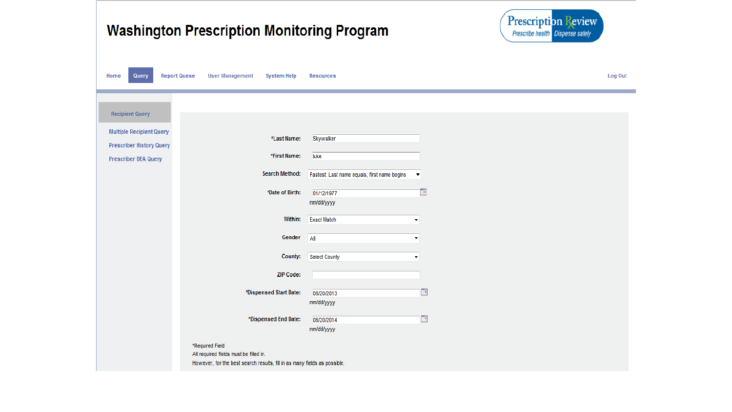# Washington Prescription Monitoring Program

Prescription Review
Prescribe health Dispense safely

Home | Query | Report Queue | User Management | System Help | Resources | Log Out

- Recipient Query
- Multiple Recipient Query
- Prescriber History Query
- Prescriber DEA Query

| Field | Value |
|---|---|
| *Last Name: | Skywalker |
| *First Name: | luke |
| Search Method: | Fastest: Last name equals, first name begins |
| *Date of Birth: | 01/12/1977 (mm/dd/yyyy) |
| Within: | Exact Match |
| Gender | All |
| County: | Select County |
| ZIP Code: | |
| *Dispensed Start Date: | 08/20/2013 (mm/dd/yyyy) |
| *Dispensed End Date: | 08/20/2014 (mm/dd/yyyy) |

*Required Field

All required fields must be filled in.

However, for the best search resuts, fill in as many fields as possible.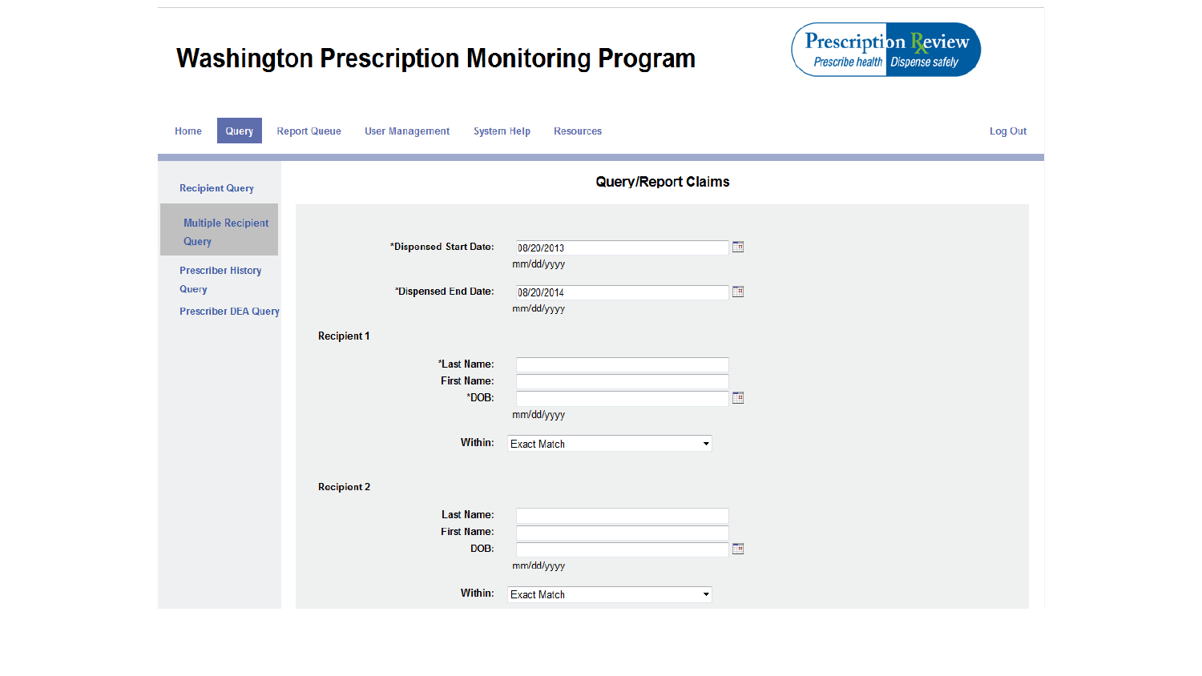# Washington Prescription Monitoring Program

Prescription Review — Prescribe health | Dispense safely

Home | Query | Report Queue | User Management | System Help | Resources | Log Out

- Recipient Query
- Multiple Recipient Query
- Prescriber History Query
- Prescriber DEA Query

## Query/Report Claims

*Dispensed Start Date: 08/20/2013
mm/dd/yyyy

*Dispensed End Date: 08/20/2014
mm/dd/yyyy

**Recipient 1**

*Last Name:
First Name:
*DOB:
mm/dd/yyyy

Within: Exact Match

**Recipient 2**

Last Name:
First Name:
DOB:
mm/dd/yyyy

Within: Exact Match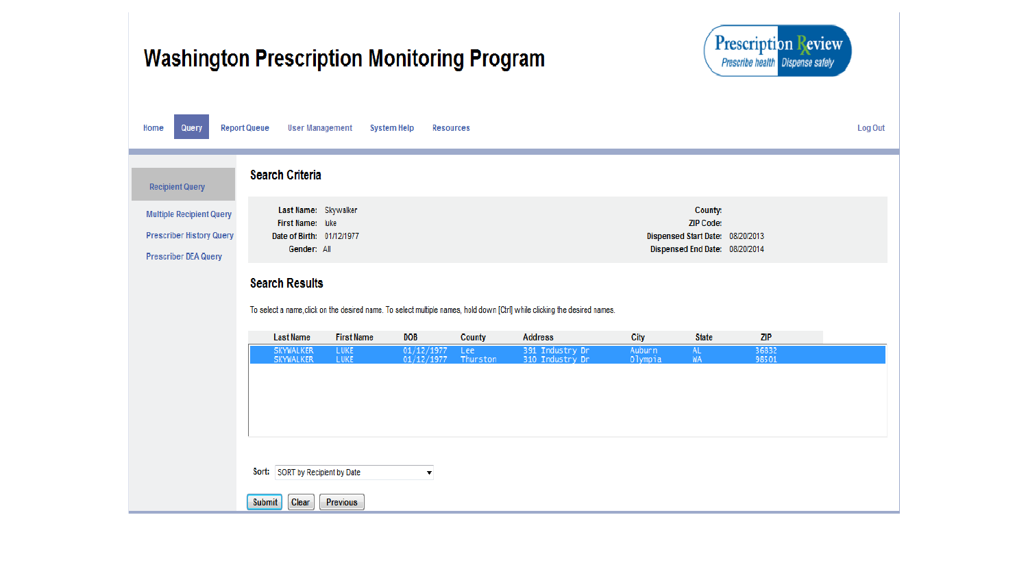# Washington Prescription Monitoring Program

Prescription Review
*Prescribe health | Dispense safely*

Home | Query | Report Queue | User Management | System Help | Resources | Log Out

- Recipient Query
- Multiple Recipient Query
- Prescriber History Query
- Prescriber DEA Query

## Search Criteria

| | | | |
|---|---|---|---|
| **Last Name:** | Skywalker | **County:** | |
| **First Name:** | luke | **ZIP Code:** | |
| **Date of Birth:** | 01/12/1977 | **Dispensed Start Date:** | 08/20/2013 |
| **Gender:** | All | **Dispensed End Date:** | 08/20/2014 |

## Search Results

To select a name,click on the desired name. To select multiple names, hold down [Ctrl] while clicking the desired names.

| Last Name | First Name | DOB | County | Address | City | State | ZIP |
|---|---|---|---|---|---|---|---|
| SKYWALKER | LUKE | 01/12/1977 | Lee | 391 Industry Dr | Auburn | AL | 36832 |
| SKYWALKER | LUKE | 01/12/1977 | Thurston | 310 Industry Dr | Olympia | WA | 98501 |

Sort: SORT by Recipient by Date

Submit | Clear | Previous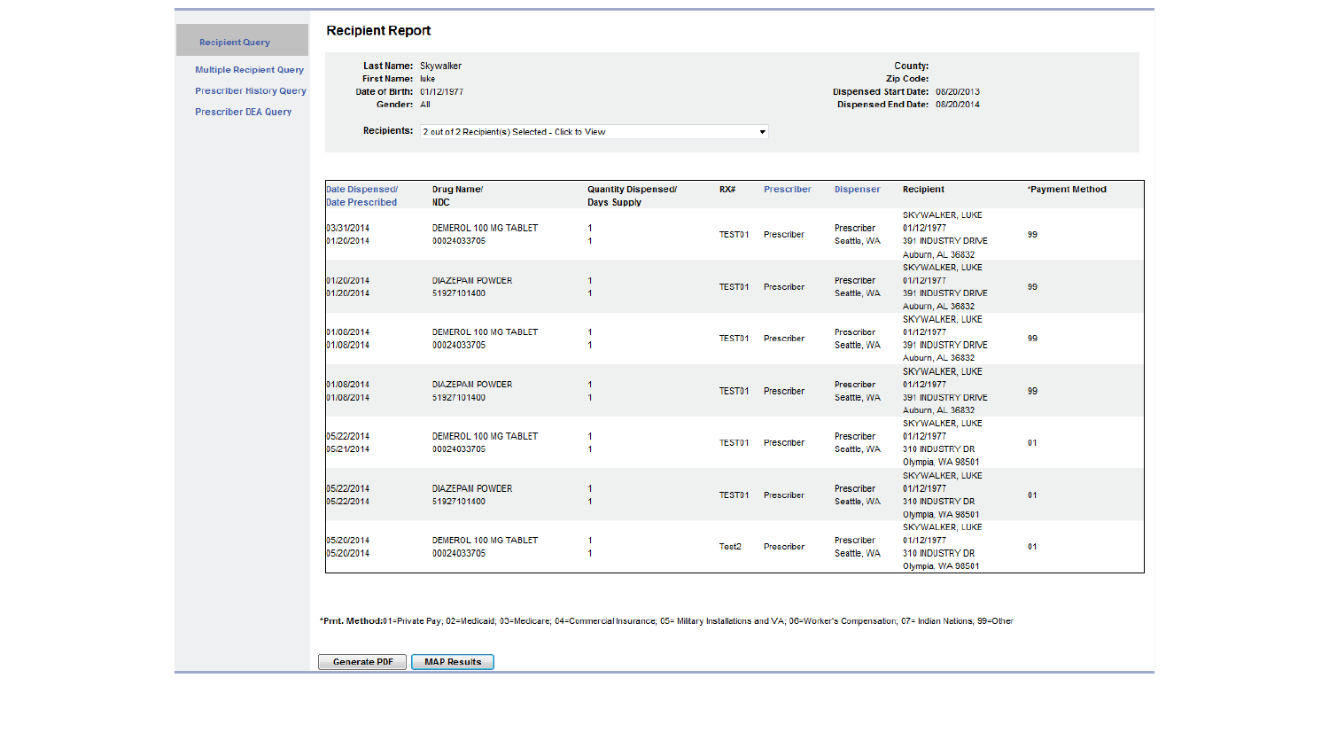Recipient Query

Multiple Recipient Query

Prescriber History Query

Prescriber DEA Query

## Recipient Report

**Last Name:** Skywalker
**First Name:** luke
**Date of Birth:** 01/12/1977
**Gender:** All

**County:**
**Zip Code:**
**Dispensed Start Date:** 08/20/2013
**Dispensed End Date:** 08/20/2014

**Recipients:** 2 out of 2 Recipient(s) Selected - Click to View

| Date Dispensed/ Date Prescribed | Drug Name/ NDC | Quantity Dispensed/ Days Supply | RX# | Prescriber | Dispenser | Recipient | *Payment Method |
|---|---|---|---|---|---|---|---|
| 03/31/2014<br>01/20/2014 | DEMEROL 100 MG TABLET<br>00024033705 | 1<br>1 | TEST01 | Prescriber | Prescriber<br>Seattle, WA | SKYWALKER, LUKE<br>01/12/1977<br>391 INDUSTRY DRIVE<br>Auburn, AL 36832 | 99 |
| 01/20/2014<br>01/20/2014 | DIAZEPAM POWDER<br>51927101400 | 1<br>1 | TEST01 | Prescriber | Prescriber<br>Seattle, WA | SKYWALKER, LUKE<br>01/12/1977<br>391 INDUSTRY DRIVE<br>Auburn, AL 36832 | 99 |
| 01/08/2014<br>01/08/2014 | DEMEROL 100 MG TABLET<br>00024033705 | 1<br>1 | TEST01 | Prescriber | Prescriber<br>Seattle, WA | SKYWALKER, LUKE<br>01/12/1977<br>391 INDUSTRY DRIVE<br>Auburn, AL 36832 | 99 |
| 01/08/2014<br>01/08/2014 | DIAZEPAM POWDER<br>51927101400 | 1<br>1 | TEST01 | Prescriber | Prescriber<br>Seattle, WA | SKYWALKER, LUKE<br>01/12/1977<br>391 INDUSTRY DRIVE<br>Auburn, AL 36832 | 99 |
| 05/22/2014<br>05/21/2014 | DEMEROL 100 MG TABLET<br>00024033705 | 1<br>1 | TEST01 | Prescriber | Prescriber<br>Seattle, WA | SKYWALKER, LUKE<br>01/12/1977<br>310 INDUSTRY DR<br>Olympia, WA 98501 | 01 |
| 05/22/2014<br>05/22/2014 | DIAZEPAM POWDER<br>51927101400 | 1<br>1 | TEST01 | Prescriber | Prescriber<br>Seattle, WA | SKYWALKER, LUKE<br>01/12/1977<br>310 INDUSTRY DR<br>Olympia, WA 98501 | 01 |
| 05/20/2014<br>05/20/2014 | DEMEROL 100 MG TABLET<br>00024033705 | 1<br>1 | Test2 | Prescriber | Prescriber<br>Seattle, WA | SKYWALKER, LUKE<br>01/12/1977<br>310 INDUSTRY DR<br>Olympia, WA 98501 | 01 |

***Pmt. Method:** 01=Private Pay; 02=Medicaid; 03=Medicare; 04=Commercial Insurance; 05= Military Installations and VA; 06=Worker's Compensation; 07= Indian Nations; 99=Other

Generate PDF | MAP Results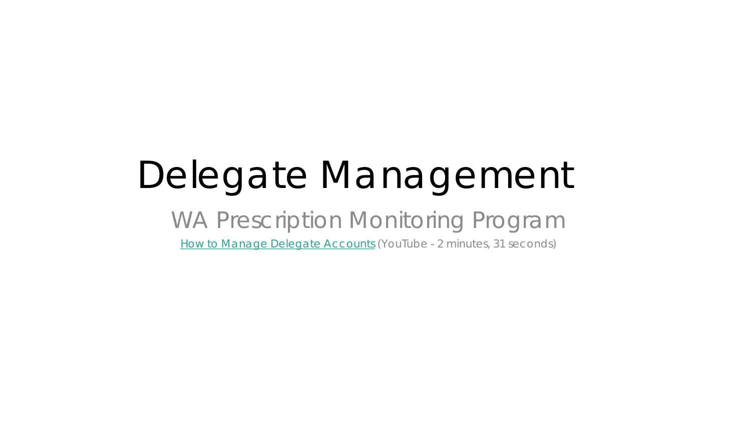# Delegate Management

## WA Prescription Monitoring Program

How to Manage Delegate Accounts (YouTube - 2 minutes, 31 seconds)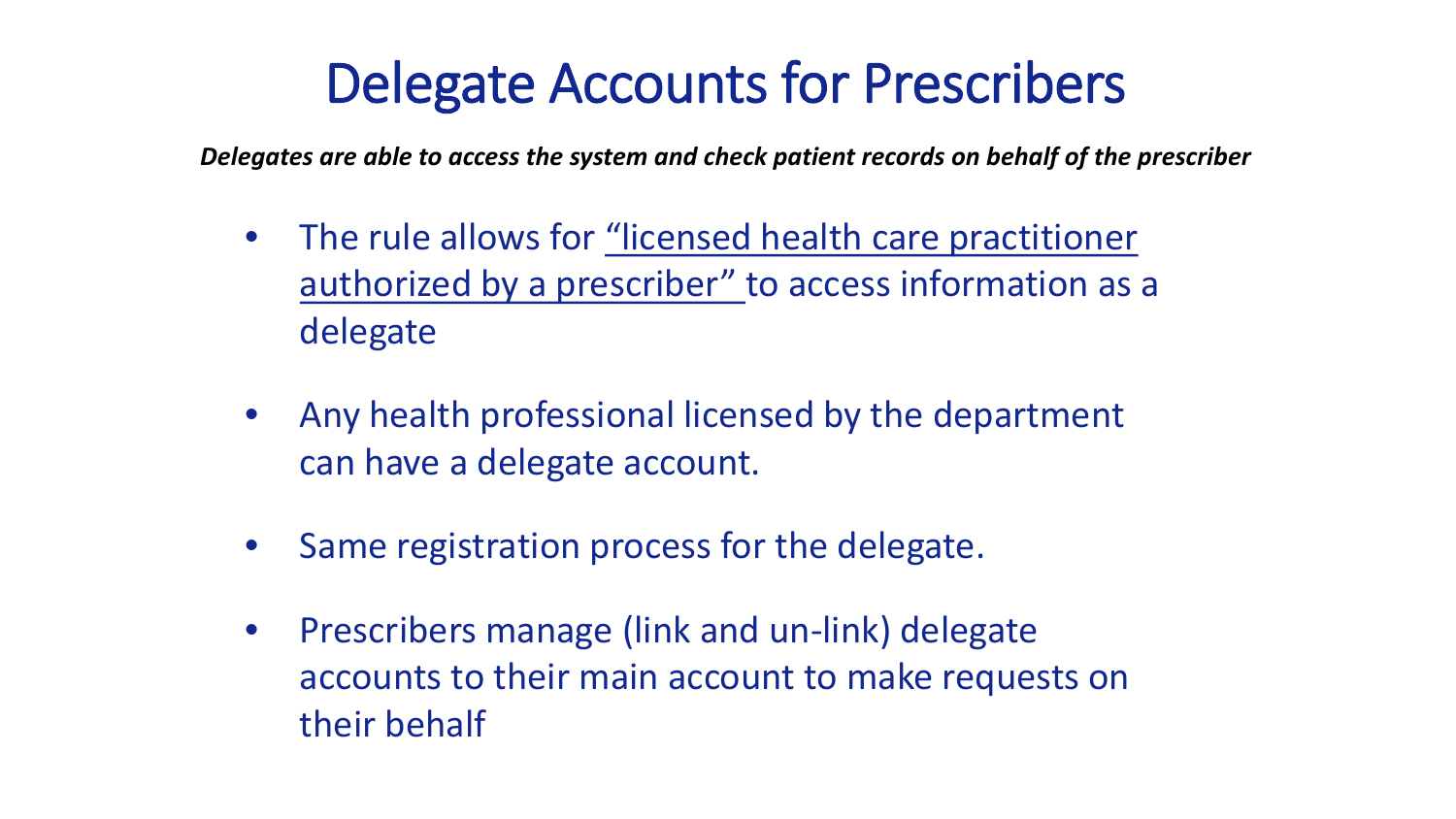# Delegate Accounts for Prescribers

***Delegates are able to access the system and check patient records on behalf of the prescriber***

- The rule allows for <u>“licensed health care practitioner authorized by a prescriber”</u> to access information as a delegate
- Any health professional licensed by the department can have a delegate account.
- Same registration process for the delegate.
- Prescribers manage (link and un-link) delegate accounts to their main account to make requests on their behalf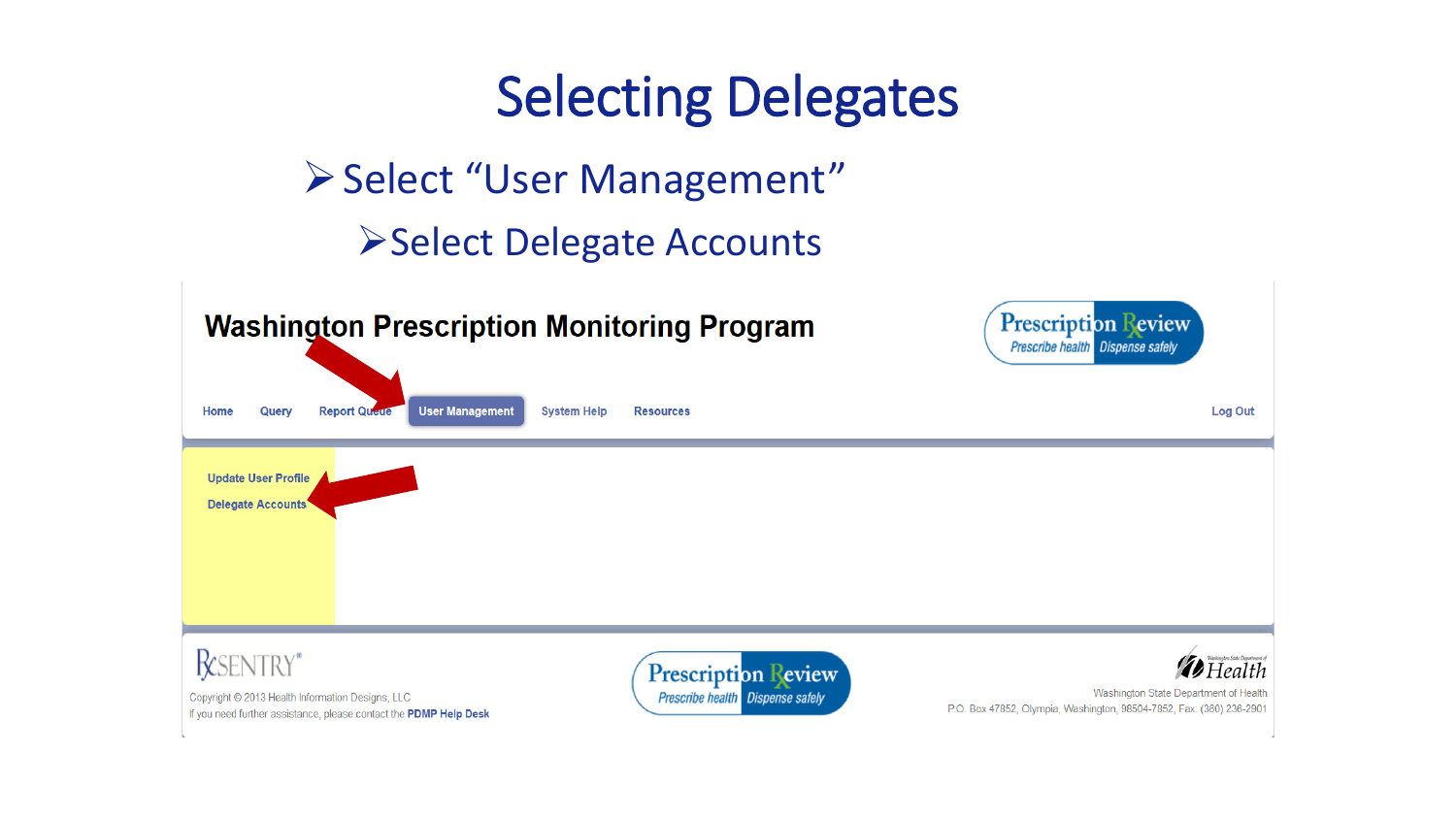# Selecting Delegates

- Select "User Management"
  - Select Delegate Accounts

Washington Prescription Monitoring Program

Prescription Review — Prescribe health | Dispense safely

Home | Query | Report Queue | User Management | System Help | Resources | Log Out

Update User Profile

Delegate Accounts

RxSENTRY®

Copyright © 2013 Health Information Designs, LLC

If you need further assistance, please contact the PDMP Help Desk

Prescription Review — Prescribe health | Dispense safely

Washington State Department of Health

Washington State Department of Health

P.O. Box 47852, Olympia, Washington, 98504-7852, Fax: (360) 236-2901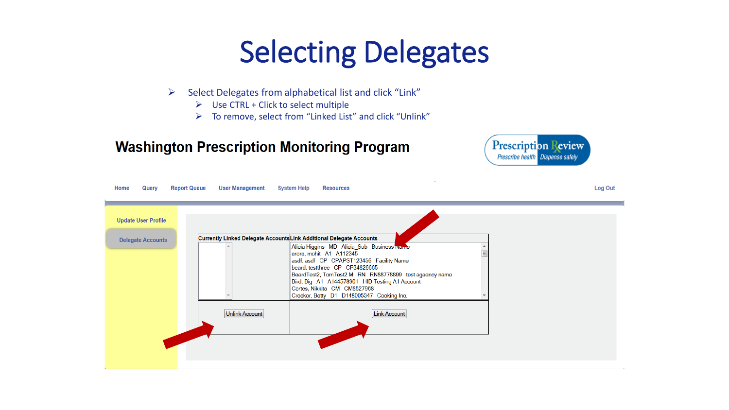# Selecting Delegates

- Select Delegates from alphabetical list and click "Link"
  - Use CTRL + Click to select multiple
  - To remove, select from "Linked List" and click "Unlink"

## Washington Prescription Monitoring Program

Prescription Review — Prescribe health Dispense safely

Home | Query | Report Queue | User Management | System Help | Resources | Log Out

- Update User Profile
- Delegate Accounts

| Currently Linked Delegate Accounts | Link Additional Delegate Accounts |
| --- | --- |
| | Alicia Higgins MD Alicia_Sub Business Name<br>arora, mohit A1 A112345<br>asdf, asdf CP CPAPST123456 Facility Name<br>beard, testthree CP CP34826665<br>BeardTest2, TomTest2 M RN RN88778899 test agaency name<br>Bird, Big A1 A144578901 HID Testing A1 Account<br>Cortes, Nikkita CM CM8527968<br>Crocker, Betty D1 D148005347 Cooking Inc. |
| Unlink Account | Link Account |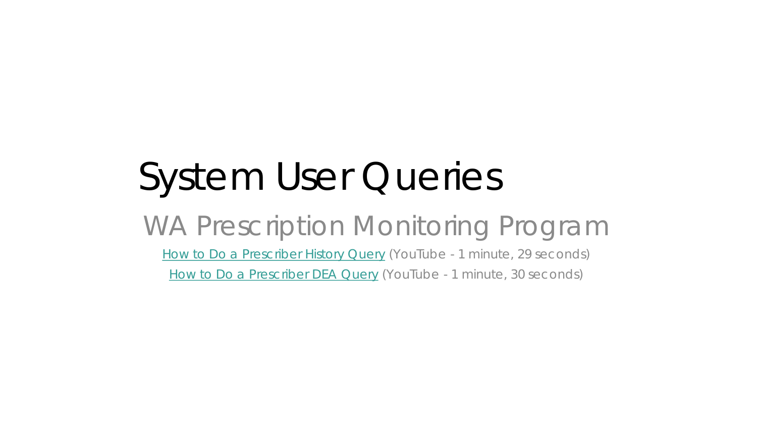# System User Queries

## WA Prescription Monitoring Program

How to Do a Prescriber History Query (YouTube - 1 minute, 29 seconds)

How to Do a Prescriber DEA Query (YouTube - 1 minute, 30 seconds)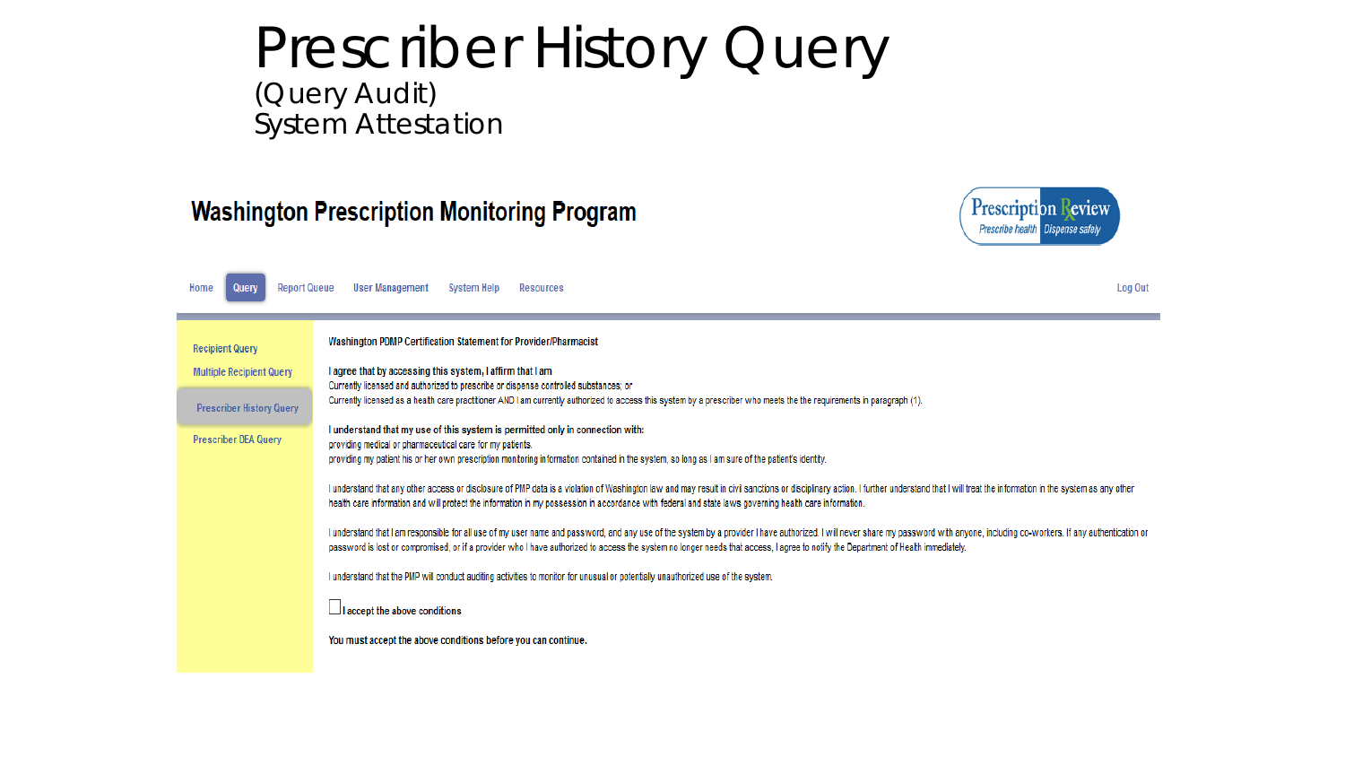# Prescriber History Query

(Query Audit)

System Attestation

**Washington Prescription Monitoring Program**

Prescription Review
Prescribe health | Dispense safely

Home | Query | Report Queue | User Management | System Help | Resources | Log Out

- Recipient Query
- Multiple Recipient Query
- Prescriber History Query
- Prescriber DEA Query

**Washington PDMP Certification Statement for Provider/Pharmacist**

**I agree that by accessing this system, I affirm that I am**

Currently licensed and authorized to prescribe or dispense controlled substances; or

Currently licensed as a health care practitioner AND I am currently authorized to access this system by a prescriber who meets the the requirements in paragraph (1).

**I understand that my use of this system is permitted only in connection with:**

providing medical or pharmaceutical care for my patients.

providing my patient his or her own prescription monitoring information contained in the system, so long as I am sure of the patient's identity.

I understand that any other access or disclosure of PMP data is a violation of Washington law and may result in civil sanctions or disciplinary action. I further understand that I will treat the information in the system as any other health care information and will protect the information in my possession in accordance with federal and state laws governing health care information.

I understand that I am responsible for all use of my user name and password, and any use of the system by a provider I have authorized. I will never share my password with anyone, including co-workers. If any authentication or password is lost or compromised, or if a provider who I have authorized to access the system no longer needs that access, I agree to notify the Department of Health immediately.

I understand that the PMP will conduct auditing activities to monitor for unusual or potentially unauthorized use of the system.

☐ **I accept the above conditions**

**You must accept the above conditions before you can continue.**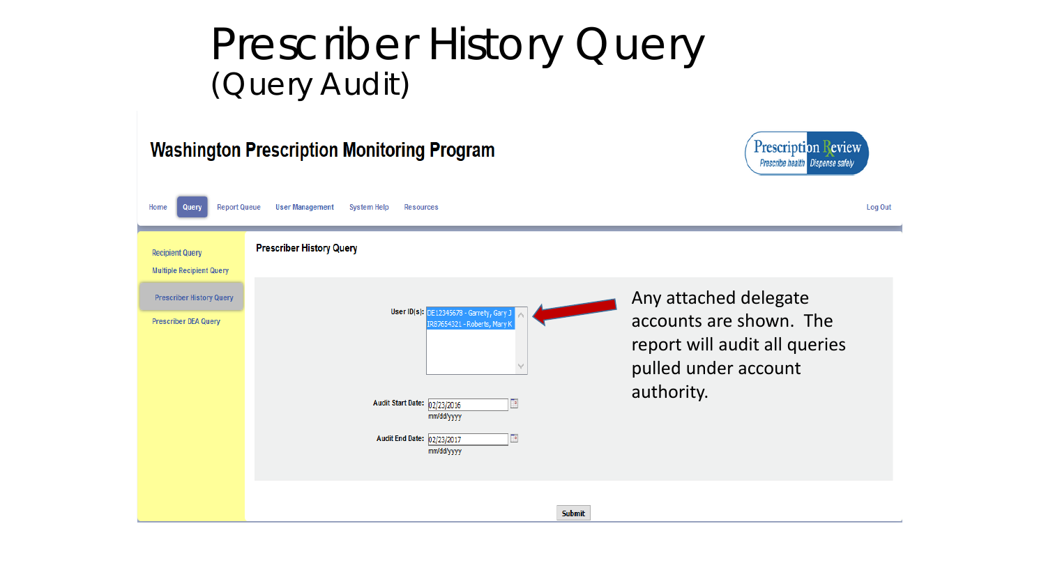# Prescriber History Query
## (Query Audit)

**Washington Prescription Monitoring Program**

Prescription Review — Prescribe health | Dispense safely

Home | Query | Report Queue | User Management | System Help | Resources | Log Out

- Recipient Query
- Multiple Recipient Query
- Prescriber History Query
- Prescriber DEA Query

**Prescriber History Query**

User ID(s):
- DE12345678 - Garrety, Gary J
- IR87654321 - Roberts, Mary K

Audit Start Date: 02/23/2016 (mm/dd/yyyy)

Audit End Date: 02/23/2017 (mm/dd/yyyy)

Submit

Any attached delegate accounts are shown. The report will audit all queries pulled under account authority.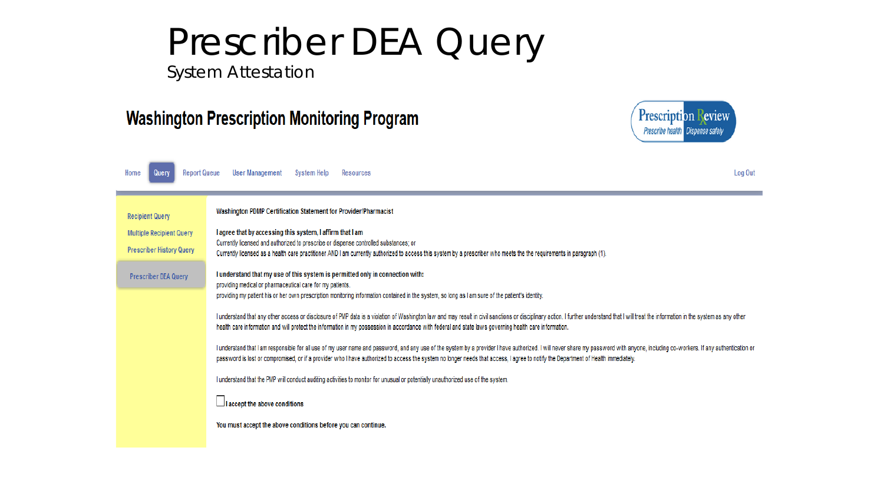# Prescriber DEA Query

## System Attestation

### Washington Prescription Monitoring Program

Prescription Review
Prescribe health | Dispense safely

Home | Query | Report Queue | User Management | System Help | Resources | Log Out

- Recipient Query
- Multiple Recipient Query
- Prescriber History Query
- Prescriber DEA Query

Washington PDMP Certification Statement for Provider/Pharmacist

**I agree that by accessing this system, I affirm that I am**

Currently licensed and authorized to prescribe or dispense controlled substances; or

Currently licensed as a health care practitioner AND I am currently authorized to access this system by a prescriber who meets the the requirements in paragraph (1).

**I understand that my use of this system is permitted only in connection with:**

providing medical or pharmaceutical care for my patients.

providing my patient his or her own prescription monitoring information contained in the system, so long as I am sure of the patient's identity.

I understand that any other access or disclosure of PMP data is a violation of Washington law and may result in civil sanctions or disciplinary action. I further understand that I will treat the information in the system as any other health care information and will protect the information in my possession in accordance with federal and state laws governing health care information.

I understand that I am responsible for all use of my user name and password, and any use of the system by a provider I have authorized. I will never share my password with anyone, including co-workers. If any authentication or password is lost or compromised, or if a provider who I have authorized to access the system no longer needs that access, I agree to notify the Department of Health immediately.

I understand that the PMP will conduct auditing activities to monitor for unusual or potentially unauthorized use of the system.

☐ **I accept the above conditions**

**You must accept the above conditions before you can continue.**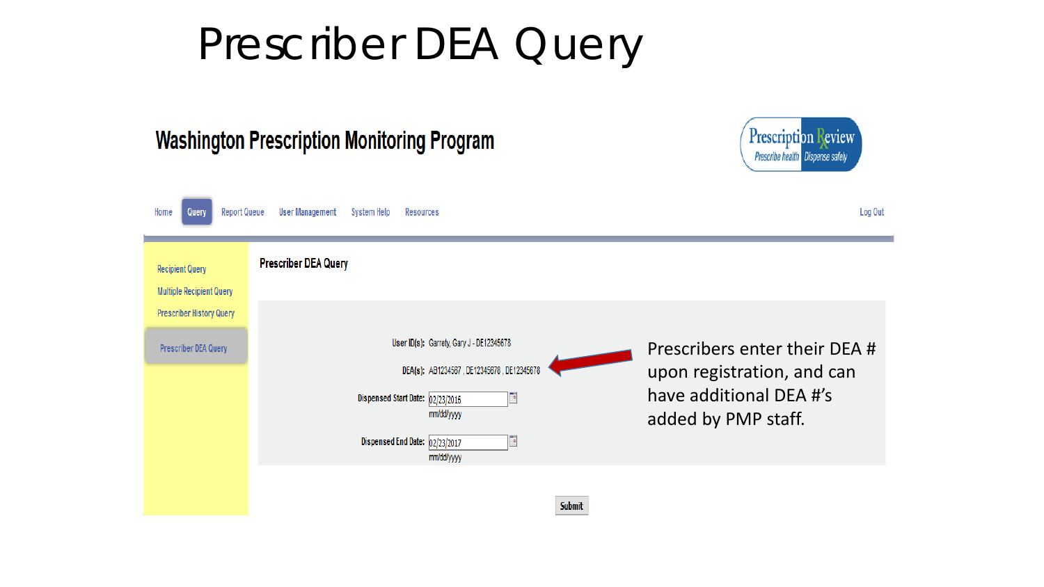# Prescriber DEA Query

## Washington Prescription Monitoring Program

Prescription Review — Prescribe health | Dispense safely

Home | Query | Report Queue | User Management | System Help | Resources | Log Out

- Recipient Query
- Multiple Recipient Query
- Prescriber History Query
- Prescriber DEA Query

### Prescriber DEA Query

User ID(s): Garrety, Gary J - DE12345678

DEA(s): AB1234567 , DE12345678 , DE12345678

Dispensed Start Date: 02/23/2016 mm/dd/yyyy

Dispensed End Date: 02/23/2017 mm/dd/yyyy

Submit

Prescribers enter their DEA # upon registration, and can have additional DEA #'s added by PMP staff.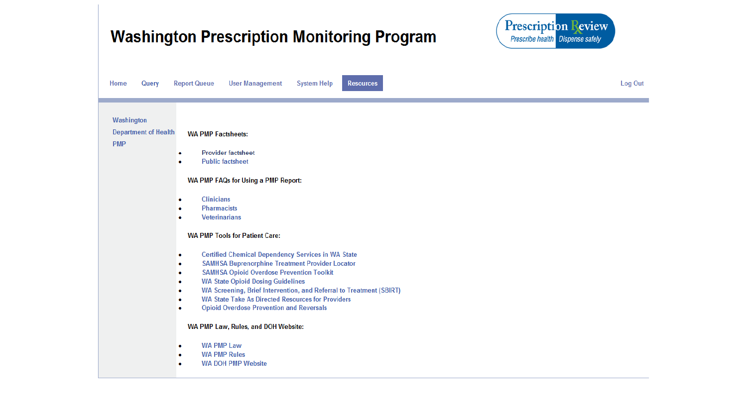# Washington Prescription Monitoring Program

Prescription Review
Prescribe health Dispense safely

Home Query Report Queue User Management System Help Resources Log Out

Washington
Department of Health
PMP

WA PMP Factsheets:

- Provider factsheet
- Public factsheet

WA PMP FAQs for Using a PMP Report:

- Clinicians
- Pharmacists
- Veterinarians

WA PMP Tools for Patient Care:

- Certified Chemical Dependency Services in WA State
- SAMHSA Buprenorphine Treatment Provider Locator
- SAMHSA Opioid Overdose Prevention Toolkit
- WA State Opioid Dosing Guidelines
- WA Screening, Brief Intervention, and Referral to Treatment (SBIRT)
- WA State Take As Directed Resources for Providers
- Opioid Overdose Prevention and Reversals

WA PMP Law, Rules, and DOH Website:

- WA PMP Law
- WA PMP Rules
- WA DOH PMP Website